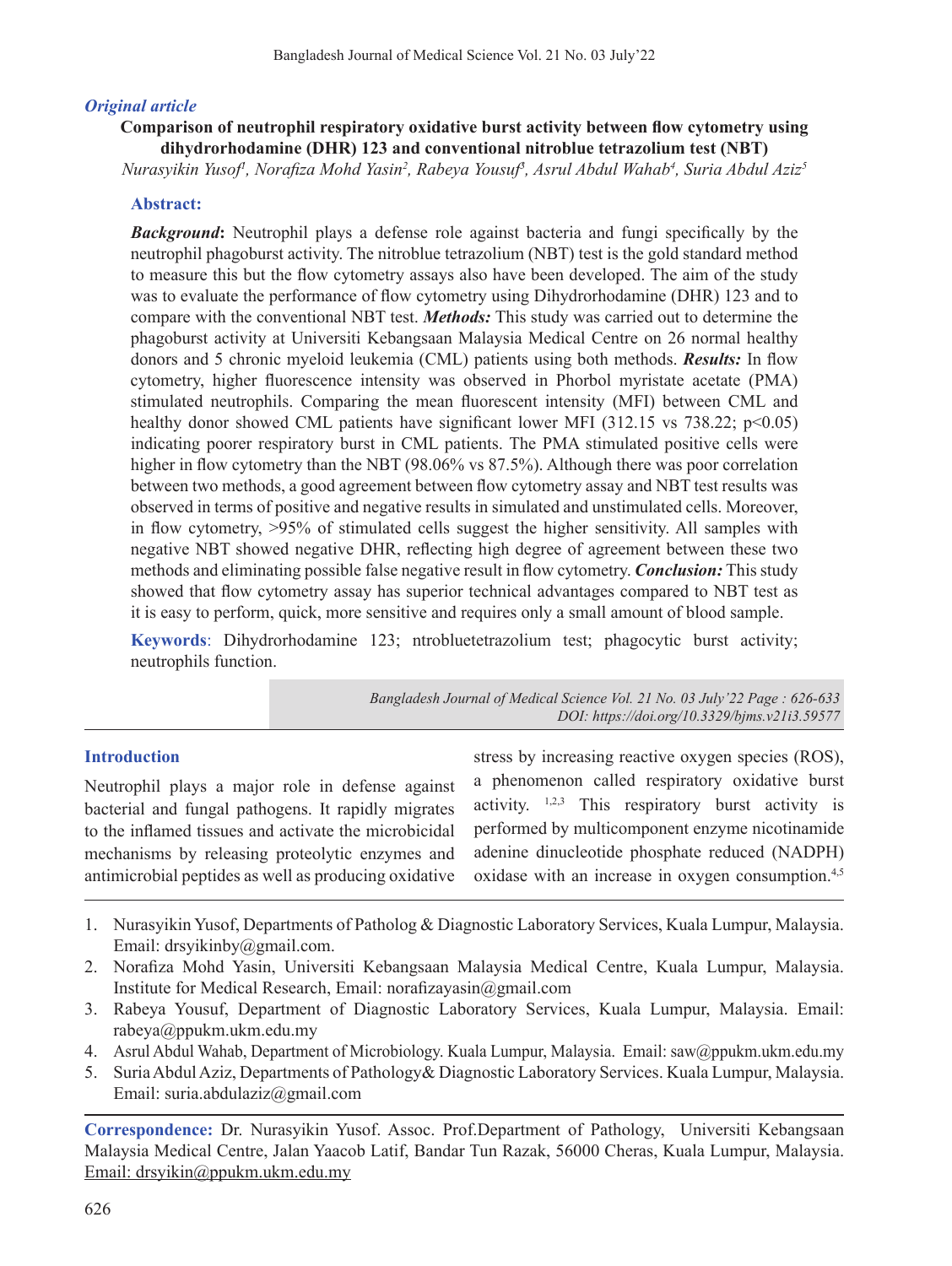*Original article*

# Comparison of neutrophil respiratory oxidative burst activity between flow cytometry using dihydrorhodamine (DHR) 123 and conventional nitroblue tetrazolium test (NBT)

*Nurasyikin Yusof[1], Norafiza Mohd Yasin[2], Rabeya Yousuf[3], Asrul Abdul Wahab[4], Suria Abdul Aziz[5]*

## Abstract:

***Background*:** Neutrophil plays a defense role against bacteria and fungi specifically by the neutrophil phagoburst activity. The nitroblue tetrazolium (NBT) test is the gold standard method to measure this but the flow cytometry assays also have been developed. The aim of the study was to evaluate the performance of flow cytometry using Dihydrorhodamine (DHR) 123 and to compare with the conventional NBT test. ***Methods:*** This study was carried out to determine the phagoburst activity at Universiti Kebangsaan Malaysia Medical Centre on 26 normal healthy donors and 5 chronic myeloid leukemia (CML) patients using both methods. ***Results:*** In flow cytometry, higher fluorescence intensity was observed in Phorbol myristate acetate (PMA) stimulated neutrophils. Comparing the mean fluorescent intensity (MFI) between CML and healthy donor showed CML patients have significant lower MFI (312.15 vs 738.22; $p<0.05$) indicating poorer respiratory burst in CML patients. The PMA stimulated positive cells were higher in flow cytometry than the NBT (98.06% vs 87.5%). Although there was poor correlation between two methods, a good agreement between flow cytometry assay and NBT test results was observed in terms of positive and negative results in simulated and unstimulated cells. Moreover, in flow cytometry, >95% of stimulated cells suggest the higher sensitivity. All samples with negative NBT showed negative DHR, reflecting high degree of agreement between these two methods and eliminating possible false negative result in flow cytometry. ***Conclusion:*** This study showed that flow cytometry assay has superior technical advantages compared to NBT test as it is easy to perform, quick, more sensitive and requires only a small amount of blood sample.

**Keywords**: Dihydrorhodamine 123; ntrobluetetrazolium test; phagocytic burst activity; neutrophils function.

*Bangladesh Journal of Medical Science Vol. 21 No. 03 July'22 Page : 626-633*
*DOI: https://doi.org/10.3329/bjms.v21i3.59577*

## Introduction

Neutrophil plays a major role in defense against bacterial and fungal pathogens. It rapidly migrates to the inflamed tissues and activate the microbicidal mechanisms by releasing proteolytic enzymes and antimicrobial peptides as well as producing oxidative stress by increasing reactive oxygen species (ROS), a phenomenon called respiratory oxidative burst activity. [1,2,3] This respiratory burst activity is performed by multicomponent enzyme nicotinamide adenine dinucleotide phosphate reduced (NADPH) oxidase with an increase in oxygen consumption.[4,5]

1. Nurasyikin Yusof, Departments of Patholog & Diagnostic Laboratory Services, Kuala Lumpur, Malaysia. Email: drsyikinby@gmail.com.
2. Norafiza Mohd Yasin, Universiti Kebangsaan Malaysia Medical Centre, Kuala Lumpur, Malaysia. Institute for Medical Research, Email: norafizayasin@gmail.com
3. Rabeya Yousuf, Department of Diagnostic Laboratory Services, Kuala Lumpur, Malaysia. Email: rabeya@ppukm.ukm.edu.my
4. Asrul Abdul Wahab, Department of Microbiology. Kuala Lumpur, Malaysia. Email: saw@ppukm.ukm.edu.my
5. Suria Abdul Aziz, Departments of Pathology& Diagnostic Laboratory Services. Kuala Lumpur, Malaysia. Email: suria.abdulaziz@gmail.com

**Correspondence:** Dr. Nurasyikin Yusof. Assoc. Prof.Department of Pathology, Universiti Kebangsaan Malaysia Medical Centre, Jalan Yaacob Latif, Bandar Tun Razak, 56000 Cheras, Kuala Lumpur, Malaysia. Email: drsyikin@ppukm.ukm.edu.my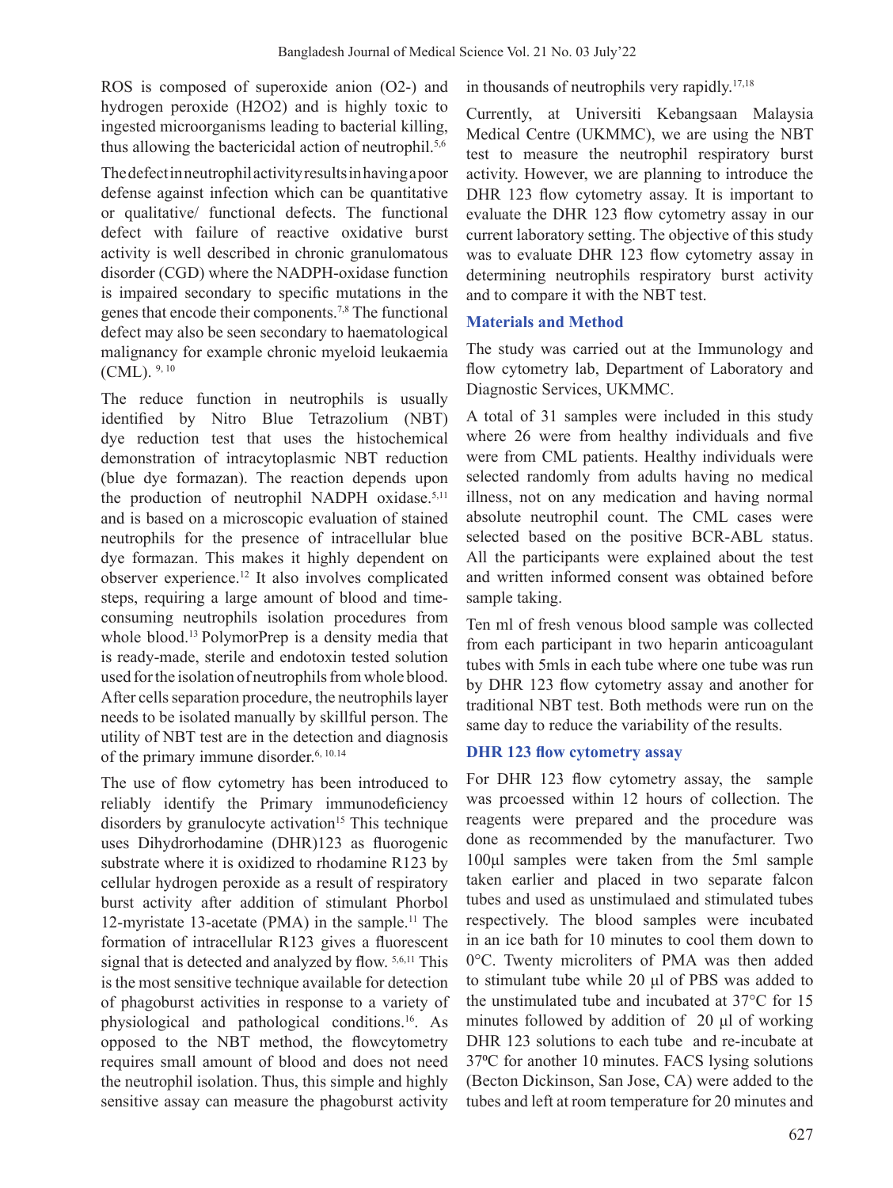ROS is composed of superoxide anion (O2-) and hydrogen peroxide (H2O2) and is highly toxic to ingested microorganisms leading to bacterial killing, thus allowing the bactericidal action of neutrophil.[5,6]

The defect in neutrophil activity results in having a poor defense against infection which can be quantitative or qualitative/ functional defects. The functional defect with failure of reactive oxidative burst activity is well described in chronic granulomatous disorder (CGD) where the NADPH-oxidase function is impaired secondary to specific mutations in the genes that encode their components.[7,8] The functional defect may also be seen secondary to haematological malignancy for example chronic myeloid leukaemia (CML).[9, 10]

The reduce function in neutrophils is usually identified by Nitro Blue Tetrazolium (NBT) dye reduction test that uses the histochemical demonstration of intracytoplasmic NBT reduction (blue dye formazan). The reaction depends upon the production of neutrophil NADPH oxidase.[5,11] and is based on a microscopic evaluation of stained neutrophils for the presence of intracellular blue dye formazan. This makes it highly dependent on observer experience.[12] It also involves complicated steps, requiring a large amount of blood and time-consuming neutrophils isolation procedures from whole blood.[13] PolymorPrep is a density media that is ready-made, sterile and endotoxin tested solution used for the isolation of neutrophils from whole blood. After cells separation procedure, the neutrophils layer needs to be isolated manually by skillful person. The utility of NBT test are in the detection and diagnosis of the primary immune disorder.[6, 10.14]

The use of flow cytometry has been introduced to reliably identify the Primary immunodeficiency disorders by granulocyte activation[15] This technique uses Dihydrorhodamine (DHR)123 as fluorogenic substrate where it is oxidized to rhodamine R123 by cellular hydrogen peroxide as a result of respiratory burst activity after addition of stimulant Phorbol 12-myristate 13-acetate (PMA) in the sample.[11] The formation of intracellular R123 gives a fluorescent signal that is detected and analyzed by flow.[5,6,11] This is the most sensitive technique available for detection of phagoburst activities in response to a variety of physiological and pathological conditions.[16]. As opposed to the NBT method, the flowcytometry requires small amount of blood and does not need the neutrophil isolation. Thus, this simple and highly sensitive assay can measure the phagoburst activity in thousands of neutrophils very rapidly.[17,18]

Currently, at Universiti Kebangsaan Malaysia Medical Centre (UKMMC), we are using the NBT test to measure the neutrophil respiratory burst activity. However, we are planning to introduce the DHR 123 flow cytometry assay. It is important to evaluate the DHR 123 flow cytometry assay in our current laboratory setting. The objective of this study was to evaluate DHR 123 flow cytometry assay in determining neutrophils respiratory burst activity and to compare it with the NBT test.

## Materials and Method

The study was carried out at the Immunology and flow cytometry lab, Department of Laboratory and Diagnostic Services, UKMMC.

A total of 31 samples were included in this study where 26 were from healthy individuals and five were from CML patients. Healthy individuals were selected randomly from adults having no medical illness, not on any medication and having normal absolute neutrophil count. The CML cases were selected based on the positive BCR-ABL status. All the participants were explained about the test and written informed consent was obtained before sample taking.

Ten ml of fresh venous blood sample was collected from each participant in two heparin anticoagulant tubes with 5mls in each tube where one tube was run by DHR 123 flow cytometry assay and another for traditional NBT test. Both methods were run on the same day to reduce the variability of the results.

### DHR 123 flow cytometry assay

For DHR 123 flow cytometry assay, the sample was prcoessed within 12 hours of collection. The reagents were prepared and the procedure was done as recommended by the manufacturer. Two 100µl samples were taken from the 5ml sample taken earlier and placed in two separate falcon tubes and used as unstimulaed and stimulated tubes respectively. The blood samples were incubated in an ice bath for 10 minutes to cool them down to 0°C. Twenty microliters of PMA was then added to stimulant tube while 20 µl of PBS was added to the unstimulated tube and incubated at 37°C for 15 minutes followed by addition of 20 µl of working DHR 123 solutions to each tube and re-incubate at 37ºC for another 10 minutes. FACS lysing solutions (Becton Dickinson, San Jose, CA) were added to the tubes and left at room temperature for 20 minutes and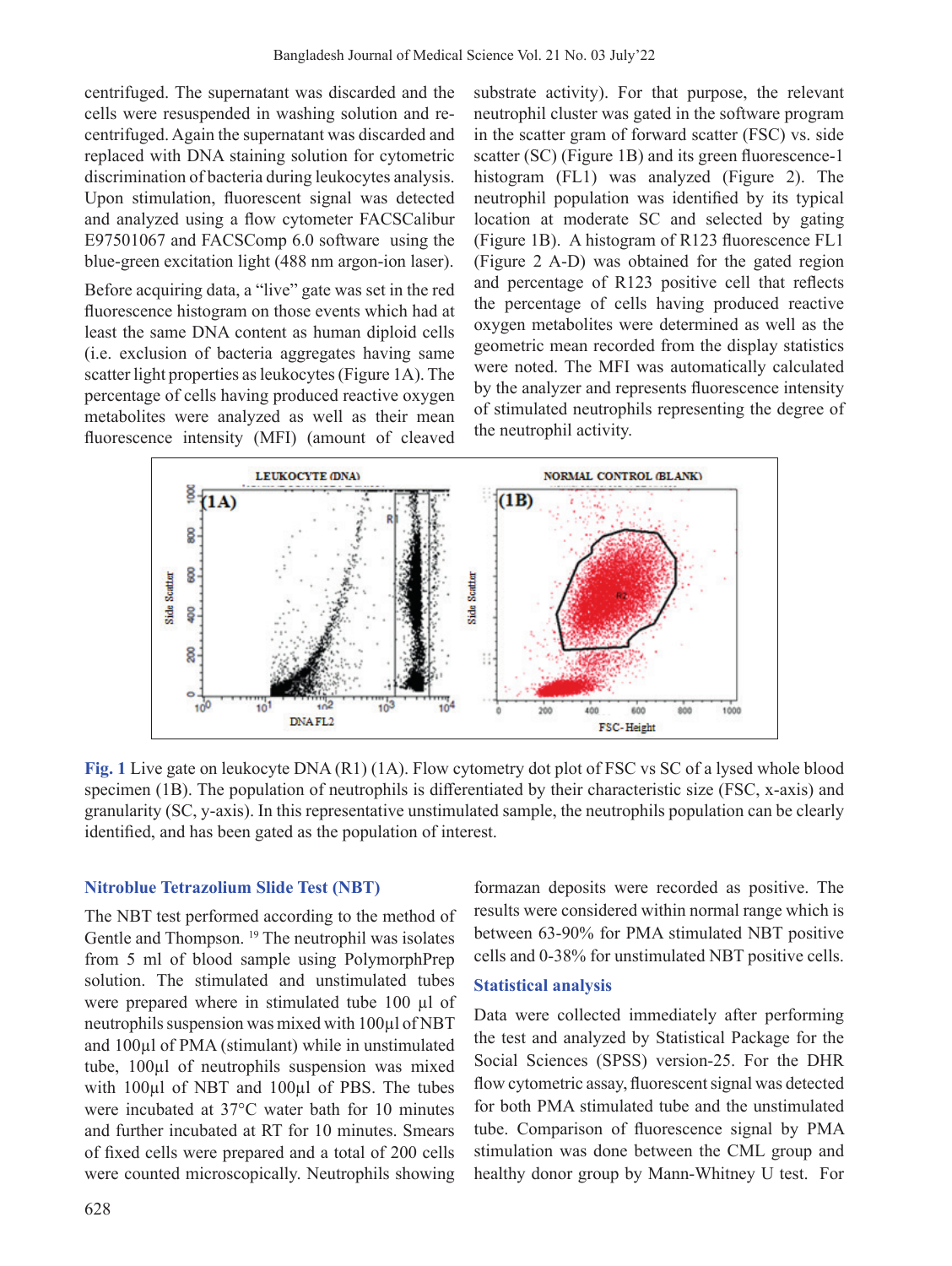centrifuged. The supernatant was discarded and the cells were resuspended in washing solution and re-centrifuged. Again the supernatant was discarded and replaced with DNA staining solution for cytometric discrimination of bacteria during leukocytes analysis. Upon stimulation, fluorescent signal was detected and analyzed using a flow cytometer FACSCalibur E97501067 and FACSComp 6.0 software using the blue-green excitation light (488 nm argon-ion laser).

Before acquiring data, a "live" gate was set in the red fluorescence histogram on those events which had at least the same DNA content as human diploid cells (i.e. exclusion of bacteria aggregates having same scatter light properties as leukocytes (Figure 1A). The percentage of cells having produced reactive oxygen metabolites were analyzed as well as their mean fluorescence intensity (MFI) (amount of cleaved substrate activity). For that purpose, the relevant neutrophil cluster was gated in the software program in the scatter gram of forward scatter (FSC) vs. side scatter (SC) (Figure 1B) and its green fluorescence-1 histogram (FL1) was analyzed (Figure 2). The neutrophil population was identified by its typical location at moderate SC and selected by gating (Figure 1B). A histogram of R123 fluorescence FL1 (Figure 2 A-D) was obtained for the gated region and percentage of R123 positive cell that reflects the percentage of cells having produced reactive oxygen metabolites were determined as well as the geometric mean recorded from the display statistics were noted. The MFI was automatically calculated by the analyzer and represents fluorescence intensity of stimulated neutrophils representing the degree of the neutrophil activity.

**Fig. 1** Live gate on leukocyte DNA (R1) (1A). Flow cytometry dot plot of FSC vs SC of a lysed whole blood specimen (1B). The population of neutrophils is differentiated by their characteristic size (FSC, x-axis) and granularity (SC, y-axis). In this representative unstimulated sample, the neutrophils population can be clearly identified, and has been gated as the population of interest.

## Nitroblue Tetrazolium Slide Test (NBT)

The NBT test performed according to the method of Gentle and Thompson. [19] The neutrophil was isolates from 5 ml of blood sample using PolymorphPrep solution. The stimulated and unstimulated tubes were prepared where in stimulated tube 100 µl of neutrophils suspension was mixed with 100µl of NBT and 100µl of PMA (stimulant) while in unstimulated tube, 100µl of neutrophils suspension was mixed with 100µl of NBT and 100µl of PBS. The tubes were incubated at 37°C water bath for 10 minutes and further incubated at RT for 10 minutes. Smears of fixed cells were prepared and a total of 200 cells were counted microscopically. Neutrophils showing formazan deposits were recorded as positive. The results were considered within normal range which is between 63-90% for PMA stimulated NBT positive cells and 0-38% for unstimulated NBT positive cells.

## Statistical analysis

Data were collected immediately after performing the test and analyzed by Statistical Package for the Social Sciences (SPSS) version-25. For the DHR flow cytometric assay, fluorescent signal was detected for both PMA stimulated tube and the unstimulated tube. Comparison of fluorescence signal by PMA stimulation was done between the CML group and healthy donor group by Mann-Whitney U test. For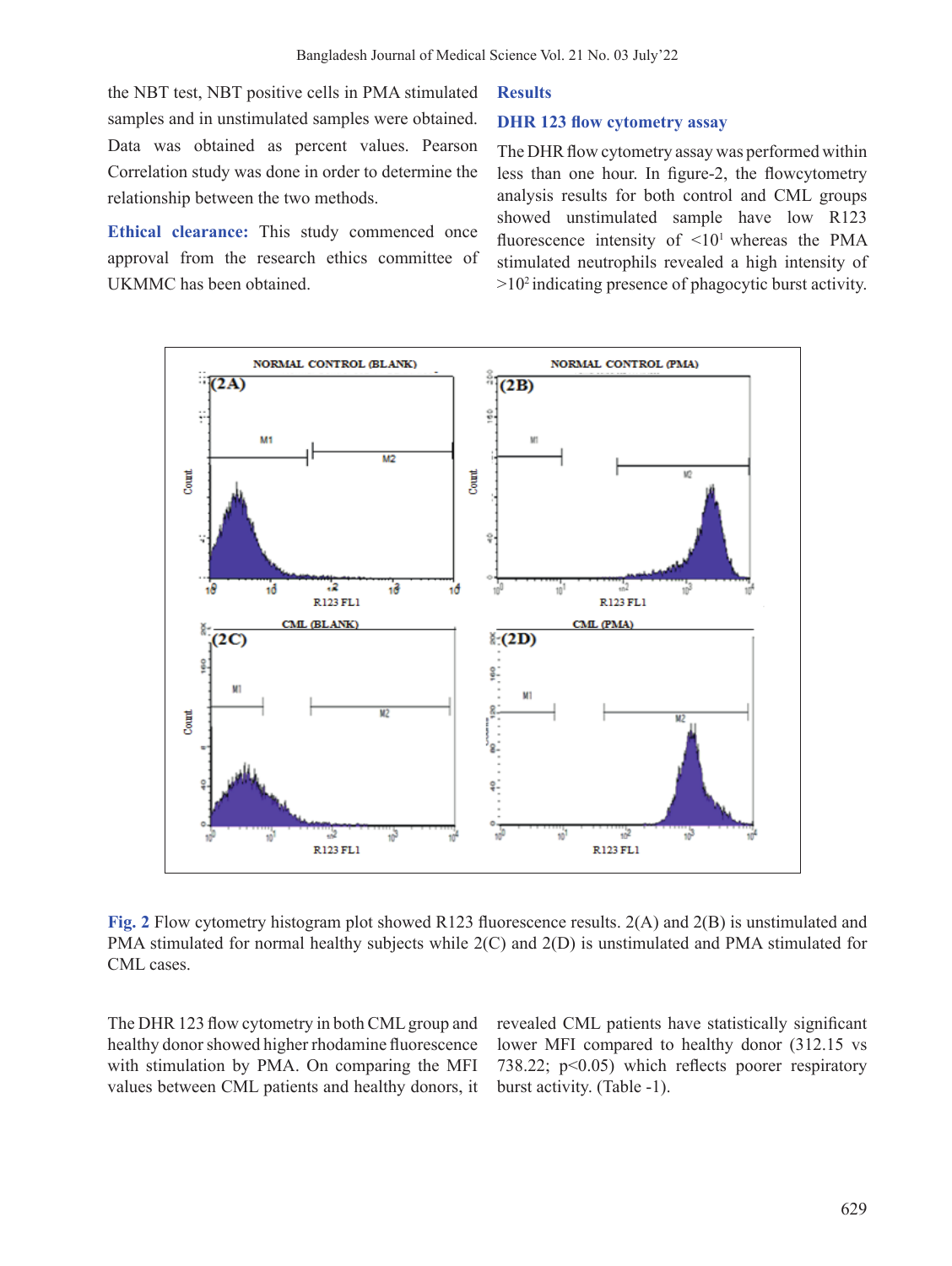the NBT test, NBT positive cells in PMA stimulated samples and in unstimulated samples were obtained. Data was obtained as percent values. Pearson Correlation study was done in order to determine the relationship between the two methods.

**Ethical clearance:** This study commenced once approval from the research ethics committee of UKMMC has been obtained.

## Results

### DHR 123 flow cytometry assay

The DHR flow cytometry assay was performed within less than one hour. In figure-2, the flowcytometry analysis results for both control and CML groups showed unstimulated sample have low R123 fluorescence intensity of $<10^1$ whereas the PMA stimulated neutrophils revealed a high intensity of $>10^2$ indicating presence of phagocytic burst activity.

**Fig. 2** Flow cytometry histogram plot showed R123 fluorescence results. 2(A) and 2(B) is unstimulated and PMA stimulated for normal healthy subjects while 2(C) and 2(D) is unstimulated and PMA stimulated for CML cases.

The DHR 123 flow cytometry in both CML group and healthy donor showed higher rhodamine fluorescence with stimulation by PMA. On comparing the MFI values between CML patients and healthy donors, it revealed CML patients have statistically significant lower MFI compared to healthy donor (312.15 vs 738.22; $p<0.05$) which reflects poorer respiratory burst activity. (Table -1).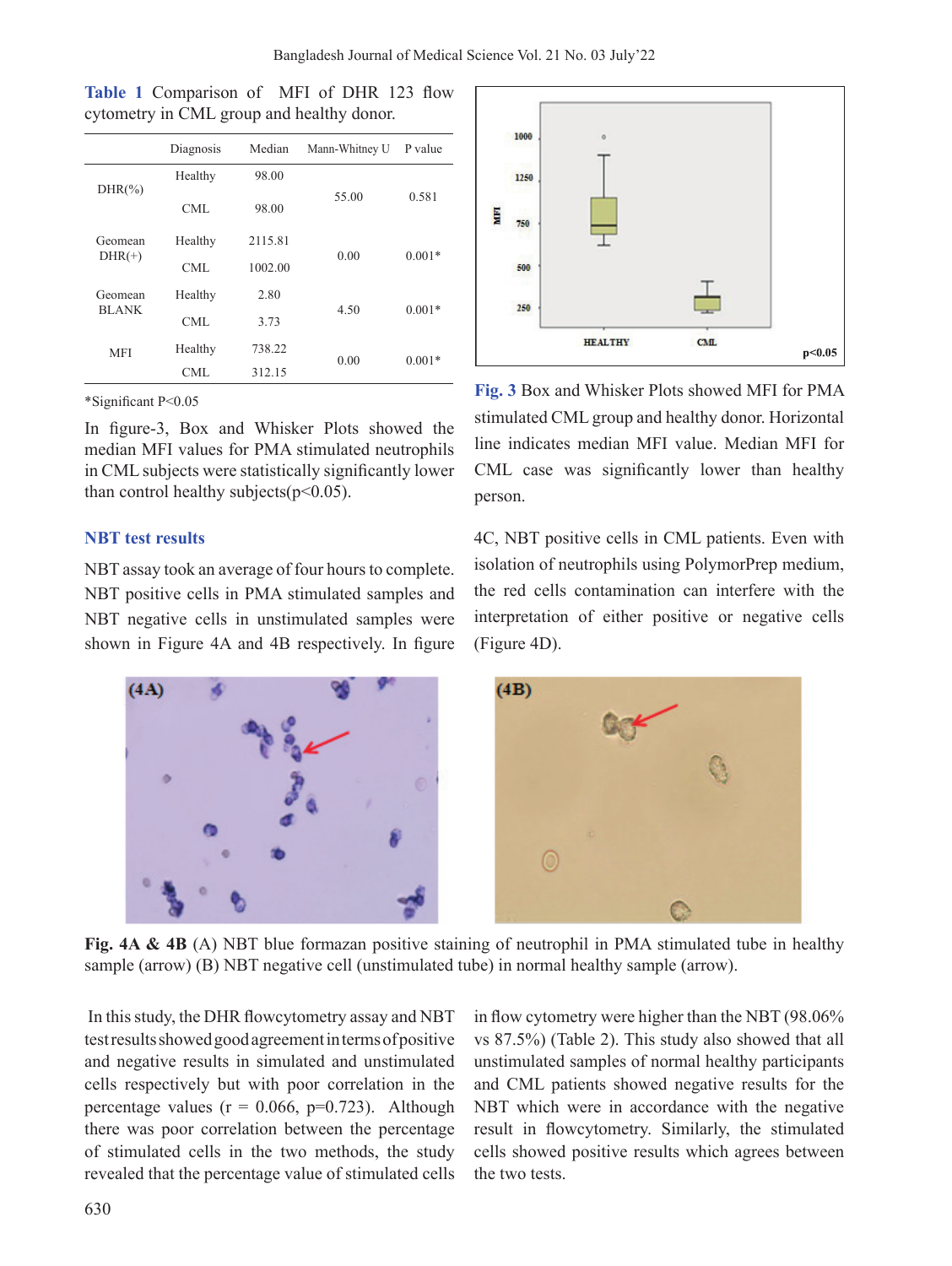**Table 1** Comparison of MFI of DHR 123 flow cytometry in CML group and healthy donor.

| | Diagnosis | Median | Mann-Whitney U | P value |
|---|---|---|---|---|
| DHR(%) | Healthy | 98.00 | 55.00 | 0.581 |
| | CML | 98.00 | | |
| Geomean DHR(+) | Healthy | 2115.81 | 0.00 | 0.001* |
| | CML | 1002.00 | | |
| Geomean BLANK | Healthy | 2.80 | 4.50 | 0.001* |
| | CML | 3.73 | | |
| MFI | Healthy | 738.22 | 0.00 | 0.001* |
| | CML | 312.15 | | |

*Significant P<0.05

In figure-3, Box and Whisker Plots showed the median MFI values for PMA stimulated neutrophils in CML subjects were statistically significantly lower than control healthy subjects($p<0.05$).

**Fig. 3** Box and Whisker Plots showed MFI for PMA stimulated CML group and healthy donor. Horizontal line indicates median MFI value. Median MFI for CML case was significantly lower than healthy person.

## NBT test results

NBT assay took an average of four hours to complete. NBT positive cells in PMA stimulated samples and NBT negative cells in unstimulated samples were shown in Figure 4A and 4B respectively. In figure 4C, NBT positive cells in CML patients. Even with isolation of neutrophils using PolymorPrep medium, the red cells contamination can interfere with the interpretation of either positive or negative cells (Figure 4D).

**Fig. 4A & 4B** (A) NBT blue formazan positive staining of neutrophil in PMA stimulated tube in healthy sample (arrow) (B) NBT negative cell (unstimulated tube) in normal healthy sample (arrow).

In this study, the DHR flowcytometry assay and NBT test results showed good agreement in terms of positive and negative results in simulated and unstimulated cells respectively but with poor correlation in the percentage values (r = 0.066, p=0.723). Although there was poor correlation between the percentage of stimulated cells in the two methods, the study revealed that the percentage value of stimulated cells in flow cytometry were higher than the NBT (98.06% vs 87.5%) (Table 2). This study also showed that all unstimulated samples of normal healthy participants and CML patients showed negative results for the NBT which were in accordance with the negative result in flowcytometry. Similarly, the stimulated cells showed positive results which agrees between the two tests.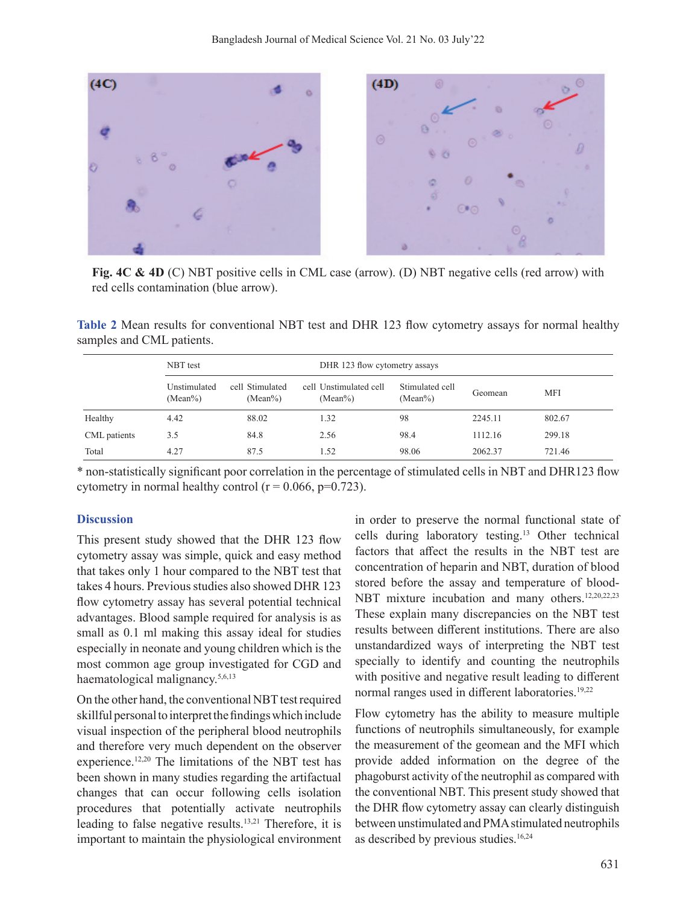**Fig. 4C & 4D** (C) NBT positive cells in CML case (arrow). (D) NBT negative cells (red arrow) with red cells contamination (blue arrow).

**Table 2** Mean results for conventional NBT test and DHR 123 flow cytometry assays for normal healthy samples and CML patients.

| | NBT test | | DHR 123 flow cytometry assays | | | |
|---|---|---|---|---|---|---|
| | Unstimulated cell (Mean%) | Stimulated cell (Mean%) | Unstimulated cell (Mean%) | Stimulated cell (Mean%) | Geomean | MFI |
| Healthy | 4.42 | 88.02 | 1.32 | 98 | 2245.11 | 802.67 |
| CML patients | 3.5 | 84.8 | 2.56 | 98.4 | 1112.16 | 299.18 |
| Total | 4.27 | 87.5 | 1.52 | 98.06 | 2062.37 | 721.46 |

* non-statistically significant poor correlation in the percentage of stimulated cells in NBT and DHR123 flow cytometry in normal healthy control ($r = 0.066$, $p=0.723$).

## Discussion

This present study showed that the DHR 123 flow cytometry assay was simple, quick and easy method that takes only 1 hour compared to the NBT test that takes 4 hours. Previous studies also showed DHR 123 flow cytometry assay has several potential technical advantages. Blood sample required for analysis is as small as 0.1 ml making this assay ideal for studies especially in neonate and young children which is the most common age group investigated for CGD and haematological malignancy.[5,6,13]

On the other hand, the conventional NBT test required skillful personal to interpret the findings which include visual inspection of the peripheral blood neutrophils and therefore very much dependent on the observer experience.[12,20] The limitations of the NBT test has been shown in many studies regarding the artifactual changes that can occur following cells isolation procedures that potentially activate neutrophils leading to false negative results.[13,21] Therefore, it is important to maintain the physiological environment in order to preserve the normal functional state of cells during laboratory testing.[13] Other technical factors that affect the results in the NBT test are concentration of heparin and NBT, duration of blood stored before the assay and temperature of blood-NBT mixture incubation and many others.[12,20,22,23] These explain many discrepancies on the NBT test results between different institutions. There are also unstandardized ways of interpreting the NBT test specially to identify and counting the neutrophils with positive and negative result leading to different normal ranges used in different laboratories.[19,22]

Flow cytometry has the ability to measure multiple functions of neutrophils simultaneously, for example the measurement of the geomean and the MFI which provide added information on the degree of the phagoburst activity of the neutrophil as compared with the conventional NBT. This present study showed that the DHR flow cytometry assay can clearly distinguish between unstimulated and PMA stimulated neutrophils as described by previous studies.[16,24]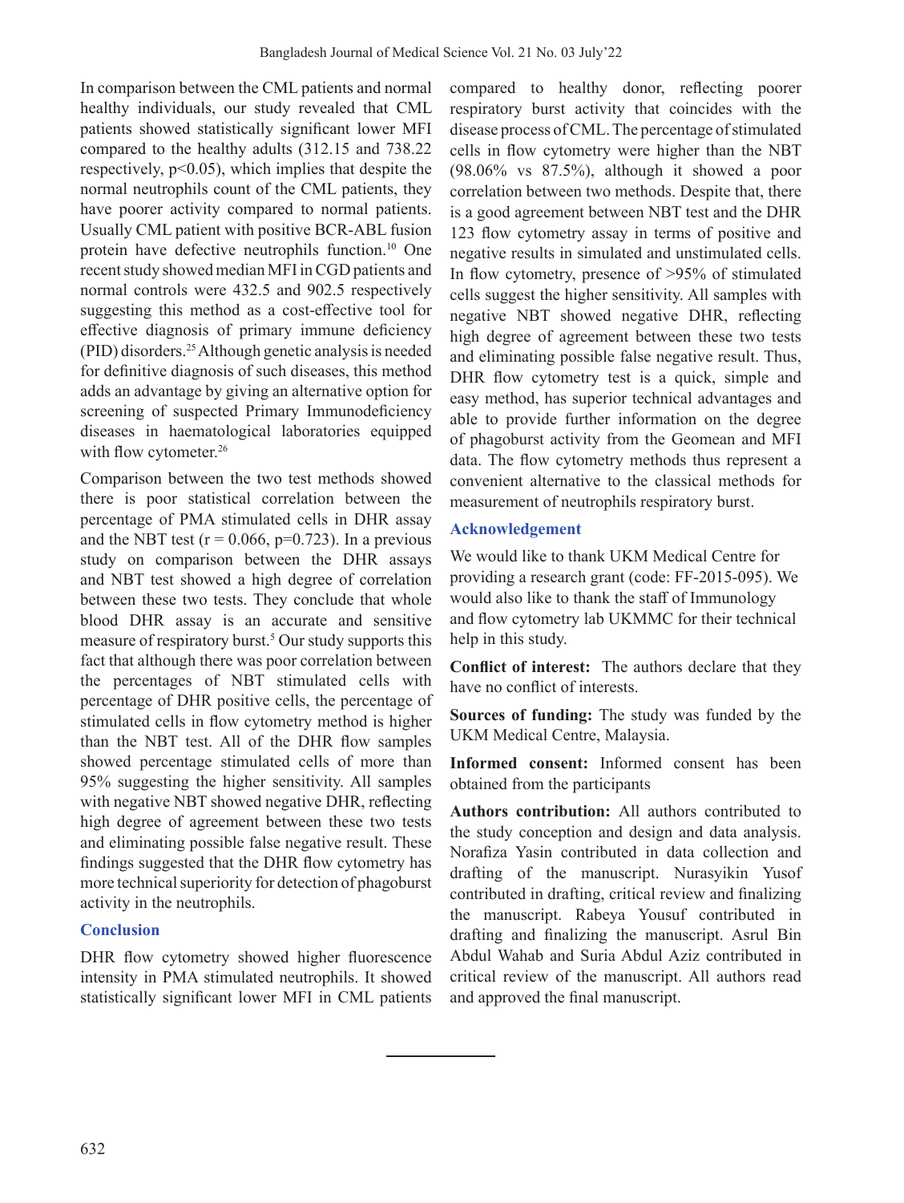In comparison between the CML patients and normal healthy individuals, our study revealed that CML patients showed statistically significant lower MFI compared to the healthy adults (312.15 and 738.22 respectively, $p<0.05$), which implies that despite the normal neutrophils count of the CML patients, they have poorer activity compared to normal patients. Usually CML patient with positive BCR-ABL fusion protein have defective neutrophils function.[10] One recent study showed median MFI in CGD patients and normal controls were 432.5 and 902.5 respectively suggesting this method as a cost-effective tool for effective diagnosis of primary immune deficiency (PID) disorders.[25] Although genetic analysis is needed for definitive diagnosis of such diseases, this method adds an advantage by giving an alternative option for screening of suspected Primary Immunodeficiency diseases in haematological laboratories equipped with flow cytometer.[26]

Comparison between the two test methods showed there is poor statistical correlation between the percentage of PMA stimulated cells in DHR assay and the NBT test ($r = 0.066$, $p=0.723$). In a previous study on comparison between the DHR assays and NBT test showed a high degree of correlation between these two tests. They conclude that whole blood DHR assay is an accurate and sensitive measure of respiratory burst.[5] Our study supports this fact that although there was poor correlation between the percentages of NBT stimulated cells with percentage of DHR positive cells, the percentage of stimulated cells in flow cytometry method is higher than the NBT test. All of the DHR flow samples showed percentage stimulated cells of more than 95% suggesting the higher sensitivity. All samples with negative NBT showed negative DHR, reflecting high degree of agreement between these two tests and eliminating possible false negative result. These findings suggested that the DHR flow cytometry has more technical superiority for detection of phagoburst activity in the neutrophils.

## Conclusion

DHR flow cytometry showed higher fluorescence intensity in PMA stimulated neutrophils. It showed statistically significant lower MFI in CML patients compared to healthy donor, reflecting poorer respiratory burst activity that coincides with the disease process of CML. The percentage of stimulated cells in flow cytometry were higher than the NBT (98.06% vs 87.5%), although it showed a poor correlation between two methods. Despite that, there is a good agreement between NBT test and the DHR 123 flow cytometry assay in terms of positive and negative results in simulated and unstimulated cells. In flow cytometry, presence of >95% of stimulated cells suggest the higher sensitivity. All samples with negative NBT showed negative DHR, reflecting high degree of agreement between these two tests and eliminating possible false negative result. Thus, DHR flow cytometry test is a quick, simple and easy method, has superior technical advantages and able to provide further information on the degree of phagoburst activity from the Geomean and MFI data. The flow cytometry methods thus represent a convenient alternative to the classical methods for measurement of neutrophils respiratory burst.

## Acknowledgement

We would like to thank UKM Medical Centre for providing a research grant (code: FF-2015-095). We would also like to thank the staff of Immunology and flow cytometry lab UKMMC for their technical help in this study.

**Conflict of interest:** The authors declare that they have no conflict of interests.

**Sources of funding:** The study was funded by the UKM Medical Centre, Malaysia.

**Informed consent:** Informed consent has been obtained from the participants

**Authors contribution:** All authors contributed to the study conception and design and data analysis. Norafiza Yasin contributed in data collection and drafting of the manuscript. Nurasyikin Yusof contributed in drafting, critical review and finalizing the manuscript. Rabeya Yousuf contributed in drafting and finalizing the manuscript. Asrul Bin Abdul Wahab and Suria Abdul Aziz contributed in critical review of the manuscript. All authors read and approved the final manuscript.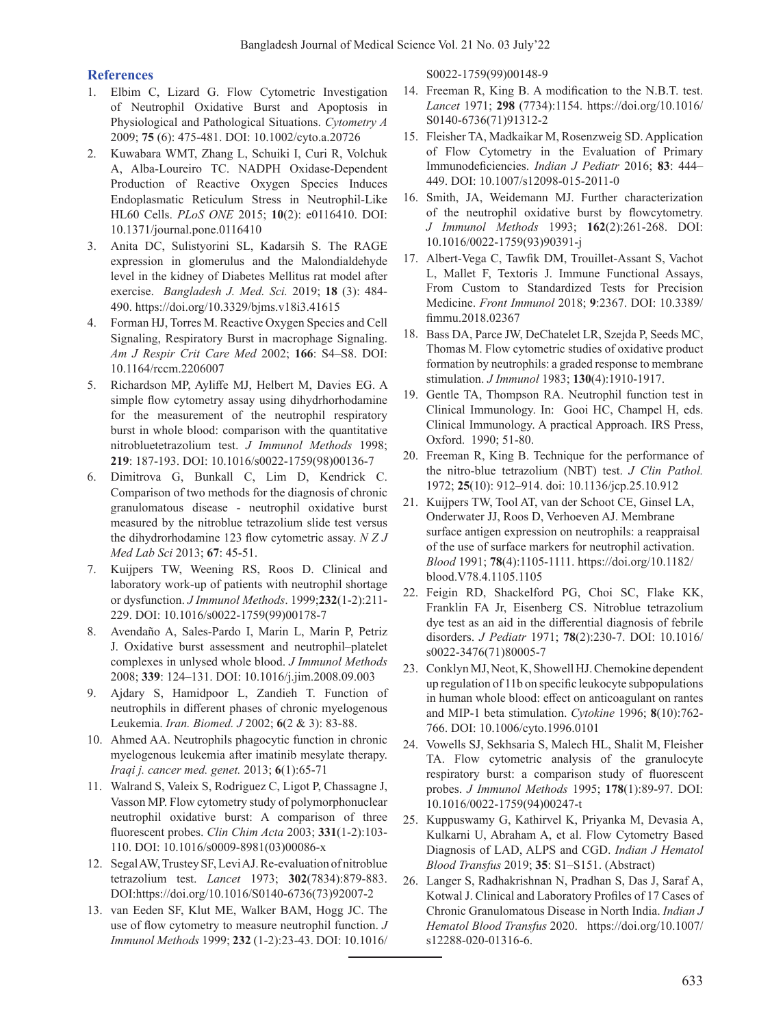## References

1. Elbim C, Lizard G. Flow Cytometric Investigation of Neutrophil Oxidative Burst and Apoptosis in Physiological and Pathological Situations. *Cytometry A* 2009; **75** (6): 475-481. DOI: 10.1002/cyto.a.20726
2. Kuwabara WMT, Zhang L, Schuiki I, Curi R, Volchuk A, Alba-Loureiro TC. NADPH Oxidase-Dependent Production of Reactive Oxygen Species Induces Endoplasmatic Reticulum Stress in Neutrophil-Like HL60 Cells. *PLoS ONE* 2015; **10**(2): e0116410. DOI: 10.1371/journal.pone.0116410
3. Anita DC, Sulistyorini SL, Kadarsih S. The RAGE expression in glomerulus and the Malondialdehyde level in the kidney of Diabetes Mellitus rat model after exercise. *Bangladesh J. Med. Sci.* 2019; **18** (3): 484-490. https://doi.org/10.3329/bjms.v18i3.41615
4. Forman HJ, Torres M. Reactive Oxygen Species and Cell Signaling, Respiratory Burst in macrophage Signaling. *Am J Respir Crit Care Med* 2002; **166**: S4–S8. DOI: 10.1164/rccm.2206007
5. Richardson MP, Ayliffe MJ, Helbert M, Davies EG. A simple flow cytometry assay using dihydrhorhodamine for the measurement of the neutrophil respiratory burst in whole blood: comparison with the quantitative nitrobluetetrazolium test. *J Immunol Methods* 1998; **219**: 187-193. DOI: 10.1016/s0022-1759(98)00136-7
6. Dimitrova G, Bunkall C, Lim D, Kendrick C. Comparison of two methods for the diagnosis of chronic granulomatous disease - neutrophil oxidative burst measured by the nitroblue tetrazolium slide test versus the dihydrorhodamine 123 flow cytometric assay. *N Z J Med Lab Sci* 2013; **67**: 45-51.
7. Kuijpers TW, Weening RS, Roos D. Clinical and laboratory work-up of patients with neutrophil shortage or dysfunction. *J Immunol Methods*. 1999;**232**(1-2):211-229. DOI: 10.1016/s0022-1759(99)00178-7
8. Avendaño A, Sales-Pardo I, Marin L, Marin P, Petriz J. Oxidative burst assessment and neutrophil–platelet complexes in unlysed whole blood. *J Immunol Methods* 2008; **339**: 124–131. DOI: 10.1016/j.jim.2008.09.003
9. Ajdary S, Hamidpoor L, Zandieh T. Function of neutrophils in different phases of chronic myelogenous Leukemia. *Iran. Biomed. J* 2002; **6**(2 & 3): 83-88.
10. Ahmed AA. Neutrophils phagocytic function in chronic myelogenous leukemia after imatinib mesylate therapy. *Iraqi j. cancer med. genet.* 2013; **6**(1):65-71
11. Walrand S, Valeix S, Rodriguez C, Ligot P, Chassagne J, Vasson MP. Flow cytometry study of polymorphonuclear neutrophil oxidative burst: A comparison of three fluorescent probes. *Clin Chim Acta* 2003; **331**(1-2):103-110. DOI: 10.1016/s0009-8981(03)00086-x
12. Segal AW, Trustey SF, Levi AJ. Re-evaluation of nitroblue tetrazolium test. *Lancet* 1973; **302**(7834):879-883. DOI:https://doi.org/10.1016/S0140-6736(73)92007-2
13. van Eeden SF, Klut ME, Walker BAM, Hogg JC. The use of flow cytometry to measure neutrophil function. *J Immunol Methods* 1999; **232** (1-2):23-43. DOI: 10.1016/S0022-1759(99)00148-9
14. Freeman R, King B. A modification to the N.B.T. test. *Lancet* 1971; **298** (7734):1154. https://doi.org/10.1016/S0140-6736(71)91312-2
15. Fleisher TA, Madkaikar M, Rosenzweig SD. Application of Flow Cytometry in the Evaluation of Primary Immunodeficiencies. *Indian J Pediatr* 2016; **83**: 444–449. DOI: 10.1007/s12098-015-2011-0
16. Smith, JA, Weidemann MJ. Further characterization of the neutrophil oxidative burst by flowcytometry. *J Immunol Methods* 1993; **162**(2):261-268. DOI: 10.1016/0022-1759(93)90391-j
17. Albert-Vega C, Tawfik DM, Trouillet-Assant S, Vachot L, Mallet F, Textoris J. Immune Functional Assays, From Custom to Standardized Tests for Precision Medicine. *Front Immunol* 2018; **9**:2367. DOI: 10.3389/fimmu.2018.02367
18. Bass DA, Parce JW, DeChatelet LR, Szejda P, Seeds MC, Thomas M. Flow cytometric studies of oxidative product formation by neutrophils: a graded response to membrane stimulation. *J Immunol* 1983; **130**(4):1910-1917.
19. Gentle TA, Thompson RA. Neutrophil function test in Clinical Immunology. In: Gooi HC, Champel H, eds. Clinical Immunology. A practical Approach. IRS Press, Oxford. 1990; 51-80.
20. Freeman R, King B. Technique for the performance of the nitro-blue tetrazolium (NBT) test. *J Clin Pathol.* 1972; **25**(10): 912–914. doi: 10.1136/jcp.25.10.912
21. Kuijpers TW, Tool AT, van der Schoot CE, Ginsel LA, Onderwater JJ, Roos D, Verhoeven AJ. Membrane surface antigen expression on neutrophils: a reappraisal of the use of surface markers for neutrophil activation. *Blood* 1991; **78**(4):1105-1111. https://doi.org/10.1182/blood.V78.4.1105.1105
22. Feigin RD, Shackelford PG, Choi SC, Flake KK, Franklin FA Jr, Eisenberg CS. Nitroblue tetrazolium dye test as an aid in the differential diagnosis of febrile disorders. *J Pediatr* 1971; **78**(2):230-7. DOI: 10.1016/s0022-3476(71)80005-7
23. Conklyn MJ, Neot, K, Showell HJ. Chemokine dependent up regulation of 11b on specific leukocyte subpopulations in human whole blood: effect on anticoagulant on rantes and MIP-1 beta stimulation. *Cytokine* 1996; **8**(10):762-766. DOI: 10.1006/cyto.1996.0101
24. Vowells SJ, Sekhsaria S, Malech HL, Shalit M, Fleisher TA. Flow cytometric analysis of the granulocyte respiratory burst: a comparison study of fluorescent probes. *J Immunol Methods* 1995; **178**(1):89-97. DOI: 10.1016/0022-1759(94)00247-t
25. Kuppuswamy G, Kathirvel K, Priyanka M, Devasia A, Kulkarni U, Abraham A, et al. Flow Cytometry Based Diagnosis of LAD, ALPS and CGD. *Indian J Hematol Blood Transfus* 2019; **35**: S1–S151. (Abstract)
26. Langer S, Radhakrishnan N, Pradhan S, Das J, Saraf A, Kotwal J. Clinical and Laboratory Profiles of 17 Cases of Chronic Granulomatous Disease in North India. *Indian J Hematol Blood Transfus* 2020. https://doi.org/10.1007/s12288-020-01316-6.